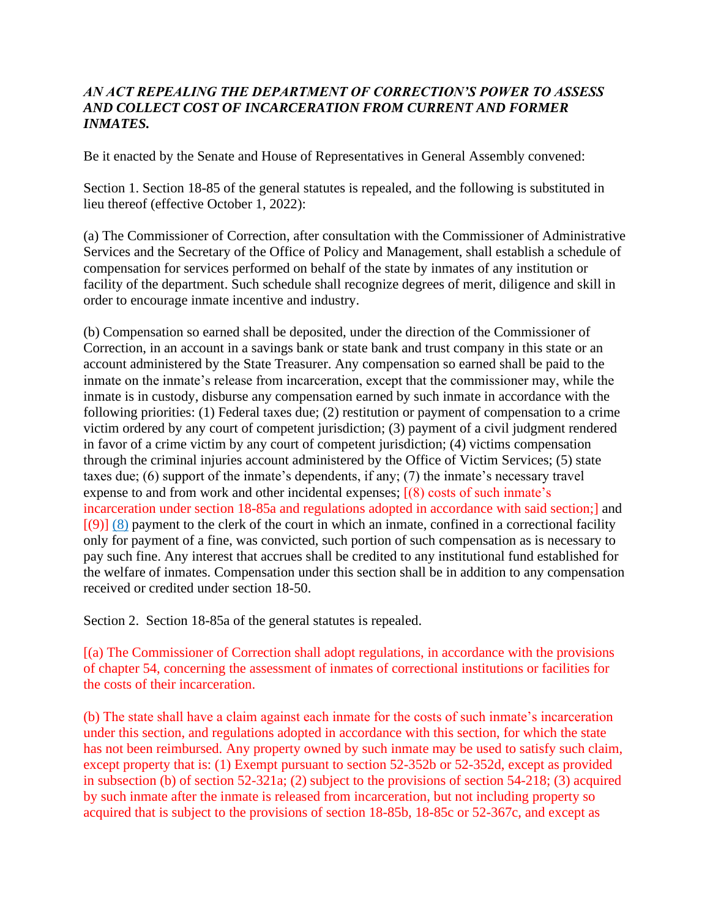***AN ACT REPEALING THE DEPARTMENT OF CORRECTION'S POWER TO ASSESS AND COLLECT COST OF INCARCERATION FROM CURRENT AND FORMER INMATES.***

Be it enacted by the Senate and House of Representatives in General Assembly convened:

Section 1. Section 18-85 of the general statutes is repealed, and the following is substituted in lieu thereof (effective October 1, 2022):

(a) The Commissioner of Correction, after consultation with the Commissioner of Administrative Services and the Secretary of the Office of Policy and Management, shall establish a schedule of compensation for services performed on behalf of the state by inmates of any institution or facility of the department. Such schedule shall recognize degrees of merit, diligence and skill in order to encourage inmate incentive and industry.

(b) Compensation so earned shall be deposited, under the direction of the Commissioner of Correction, in an account in a savings bank or state bank and trust company in this state or an account administered by the State Treasurer. Any compensation so earned shall be paid to the inmate on the inmate's release from incarceration, except that the commissioner may, while the inmate is in custody, disburse any compensation earned by such inmate in accordance with the following priorities: (1) Federal taxes due; (2) restitution or payment of compensation to a crime victim ordered by any court of competent jurisdiction; (3) payment of a civil judgment rendered in favor of a crime victim by any court of competent jurisdiction; (4) victims compensation through the criminal injuries account administered by the Office of Victim Services; (5) state taxes due; (6) support of the inmate's dependents, if any; (7) the inmate's necessary travel expense to and from work and other incidental expenses; [(8) costs of such inmate's incarceration under section 18-85a and regulations adopted in accordance with said section;] and [(9)] (8) payment to the clerk of the court in which an inmate, confined in a correctional facility only for payment of a fine, was convicted, such portion of such compensation as is necessary to pay such fine. Any interest that accrues shall be credited to any institutional fund established for the welfare of inmates. Compensation under this section shall be in addition to any compensation received or credited under section 18-50.

Section 2. Section 18-85a of the general statutes is repealed.

[(a) The Commissioner of Correction shall adopt regulations, in accordance with the provisions of chapter 54, concerning the assessment of inmates of correctional institutions or facilities for the costs of their incarceration.

(b) The state shall have a claim against each inmate for the costs of such inmate's incarceration under this section, and regulations adopted in accordance with this section, for which the state has not been reimbursed. Any property owned by such inmate may be used to satisfy such claim, except property that is: (1) Exempt pursuant to section 52-352b or 52-352d, except as provided in subsection (b) of section 52-321a; (2) subject to the provisions of section 54-218; (3) acquired by such inmate after the inmate is released from incarceration, but not including property so acquired that is subject to the provisions of section 18-85b, 18-85c or 52-367c, and except as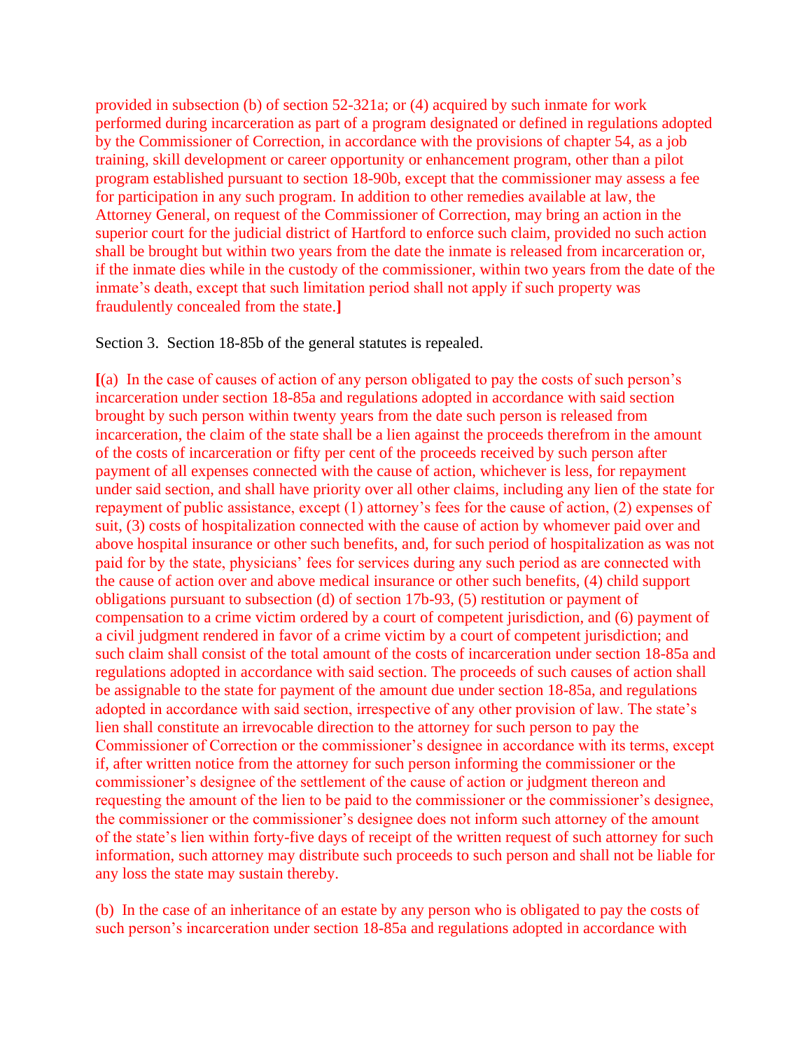provided in subsection (b) of section 52-321a; or (4) acquired by such inmate for work performed during incarceration as part of a program designated or defined in regulations adopted by the Commissioner of Correction, in accordance with the provisions of chapter 54, as a job training, skill development or career opportunity or enhancement program, other than a pilot program established pursuant to section 18-90b, except that the commissioner may assess a fee for participation in any such program. In addition to other remedies available at law, the Attorney General, on request of the Commissioner of Correction, may bring an action in the superior court for the judicial district of Hartford to enforce such claim, provided no such action shall be brought but within two years from the date the inmate is released from incarceration or, if the inmate dies while in the custody of the commissioner, within two years from the date of the inmate's death, except that such limitation period shall not apply if such property was fraudulently concealed from the state.]

Section 3. Section 18-85b of the general statutes is repealed.

[(a) In the case of causes of action of any person obligated to pay the costs of such person's incarceration under section 18-85a and regulations adopted in accordance with said section brought by such person within twenty years from the date such person is released from incarceration, the claim of the state shall be a lien against the proceeds therefrom in the amount of the costs of incarceration or fifty per cent of the proceeds received by such person after payment of all expenses connected with the cause of action, whichever is less, for repayment under said section, and shall have priority over all other claims, including any lien of the state for repayment of public assistance, except (1) attorney's fees for the cause of action, (2) expenses of suit, (3) costs of hospitalization connected with the cause of action by whomever paid over and above hospital insurance or other such benefits, and, for such period of hospitalization as was not paid for by the state, physicians' fees for services during any such period as are connected with the cause of action over and above medical insurance or other such benefits, (4) child support obligations pursuant to subsection (d) of section 17b-93, (5) restitution or payment of compensation to a crime victim ordered by a court of competent jurisdiction, and (6) payment of a civil judgment rendered in favor of a crime victim by a court of competent jurisdiction; and such claim shall consist of the total amount of the costs of incarceration under section 18-85a and regulations adopted in accordance with said section. The proceeds of such causes of action shall be assignable to the state for payment of the amount due under section 18-85a, and regulations adopted in accordance with said section, irrespective of any other provision of law. The state's lien shall constitute an irrevocable direction to the attorney for such person to pay the Commissioner of Correction or the commissioner's designee in accordance with its terms, except if, after written notice from the attorney for such person informing the commissioner or the commissioner's designee of the settlement of the cause of action or judgment thereon and requesting the amount of the lien to be paid to the commissioner or the commissioner's designee, the commissioner or the commissioner's designee does not inform such attorney of the amount of the state's lien within forty-five days of receipt of the written request of such attorney for such information, such attorney may distribute such proceeds to such person and shall not be liable for any loss the state may sustain thereby.

(b) In the case of an inheritance of an estate by any person who is obligated to pay the costs of such person's incarceration under section 18-85a and regulations adopted in accordance with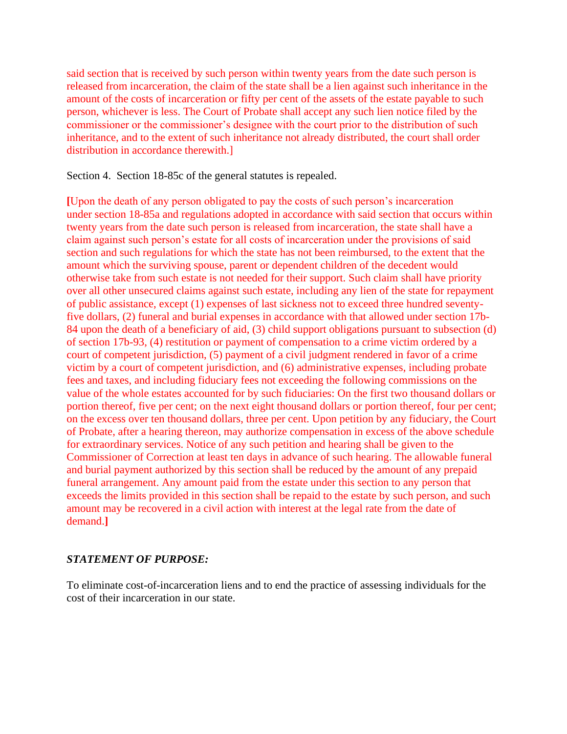said section that is received by such person within twenty years from the date such person is released from incarceration, the claim of the state shall be a lien against such inheritance in the amount of the costs of incarceration or fifty per cent of the assets of the estate payable to such person, whichever is less. The Court of Probate shall accept any such lien notice filed by the commissioner or the commissioner's designee with the court prior to the distribution of such inheritance, and to the extent of such inheritance not already distributed, the court shall order distribution in accordance therewith.]

Section 4. Section 18-85c of the general statutes is repealed.

**[**Upon the death of any person obligated to pay the costs of such person's incarceration under section 18-85a and regulations adopted in accordance with said section that occurs within twenty years from the date such person is released from incarceration, the state shall have a claim against such person's estate for all costs of incarceration under the provisions of said section and such regulations for which the state has not been reimbursed, to the extent that the amount which the surviving spouse, parent or dependent children of the decedent would otherwise take from such estate is not needed for their support. Such claim shall have priority over all other unsecured claims against such estate, including any lien of the state for repayment of public assistance, except (1) expenses of last sickness not to exceed three hundred seventy-five dollars, (2) funeral and burial expenses in accordance with that allowed under section 17b-84 upon the death of a beneficiary of aid, (3) child support obligations pursuant to subsection (d) of section 17b-93, (4) restitution or payment of compensation to a crime victim ordered by a court of competent jurisdiction, (5) payment of a civil judgment rendered in favor of a crime victim by a court of competent jurisdiction, and (6) administrative expenses, including probate fees and taxes, and including fiduciary fees not exceeding the following commissions on the value of the whole estates accounted for by such fiduciaries: On the first two thousand dollars or portion thereof, five per cent; on the next eight thousand dollars or portion thereof, four per cent; on the excess over ten thousand dollars, three per cent. Upon petition by any fiduciary, the Court of Probate, after a hearing thereon, may authorize compensation in excess of the above schedule for extraordinary services. Notice of any such petition and hearing shall be given to the Commissioner of Correction at least ten days in advance of such hearing. The allowable funeral and burial payment authorized by this section shall be reduced by the amount of any prepaid funeral arrangement. Any amount paid from the estate under this section to any person that exceeds the limits provided in this section shall be repaid to the estate by such person, and such amount may be recovered in a civil action with interest at the legal rate from the date of demand.**]**

***STATEMENT OF PURPOSE:***

To eliminate cost-of-incarceration liens and to end the practice of assessing individuals for the cost of their incarceration in our state.